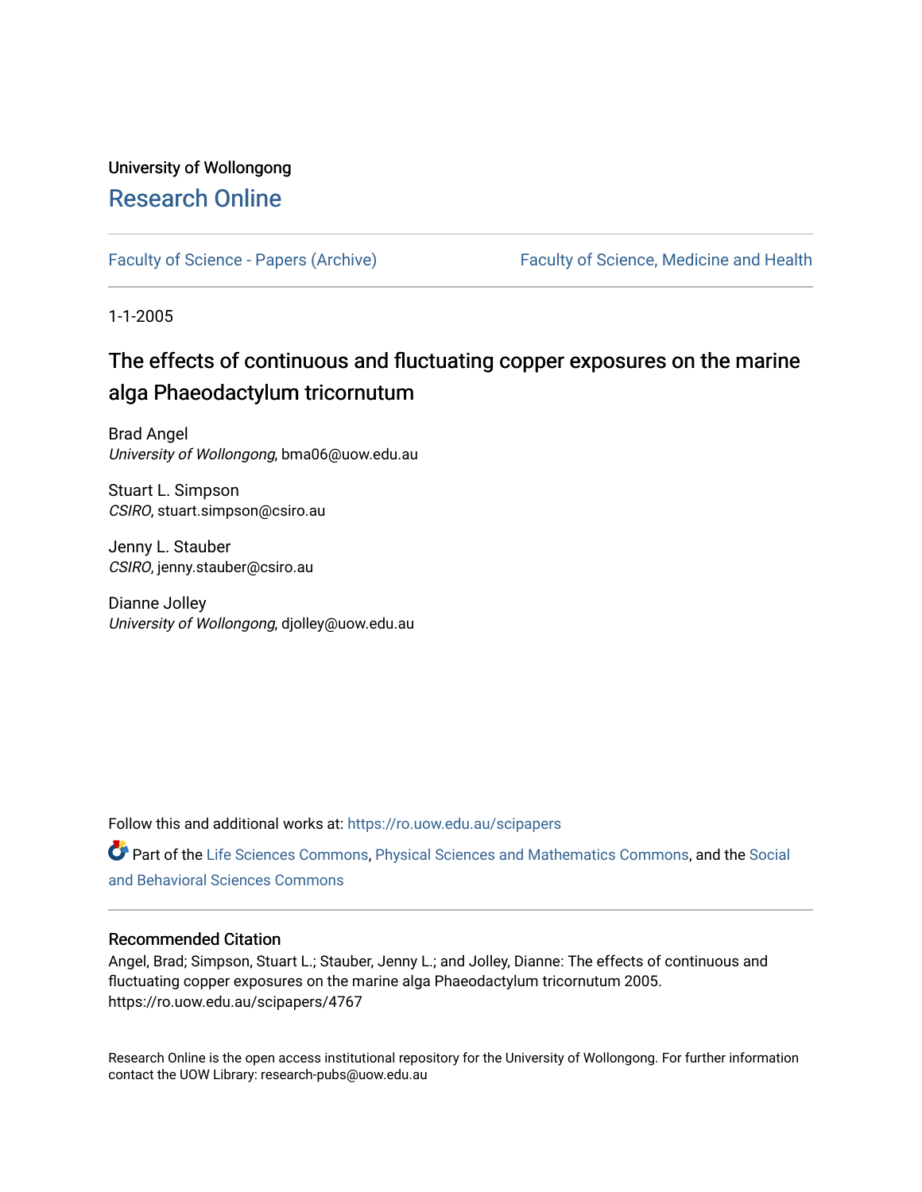University of Wollongong

# Research Online

Faculty of Science - Papers (Archive)

Faculty of Science, Medicine and Health

1-1-2005

## The effects of continuous and fluctuating copper exposures on the marine alga Phaeodactylum tricornutum

Brad Angel
*University of Wollongong*, bma06@uow.edu.au

Stuart L. Simpson
*CSIRO*, stuart.simpson@csiro.au

Jenny L. Stauber
*CSIRO*, jenny.stauber@csiro.au

Dianne Jolley
*University of Wollongong*, djolley@uow.edu.au

Follow this and additional works at: https://ro.uow.edu.au/scipapers

Part of the Life Sciences Commons, Physical Sciences and Mathematics Commons, and the Social and Behavioral Sciences Commons

### Recommended Citation

Angel, Brad; Simpson, Stuart L.; Stauber, Jenny L.; and Jolley, Dianne: The effects of continuous and fluctuating copper exposures on the marine alga Phaeodactylum tricornutum 2005.
https://ro.uow.edu.au/scipapers/4767

Research Online is the open access institutional repository for the University of Wollongong. For further information contact the UOW Library: research-pubs@uow.edu.au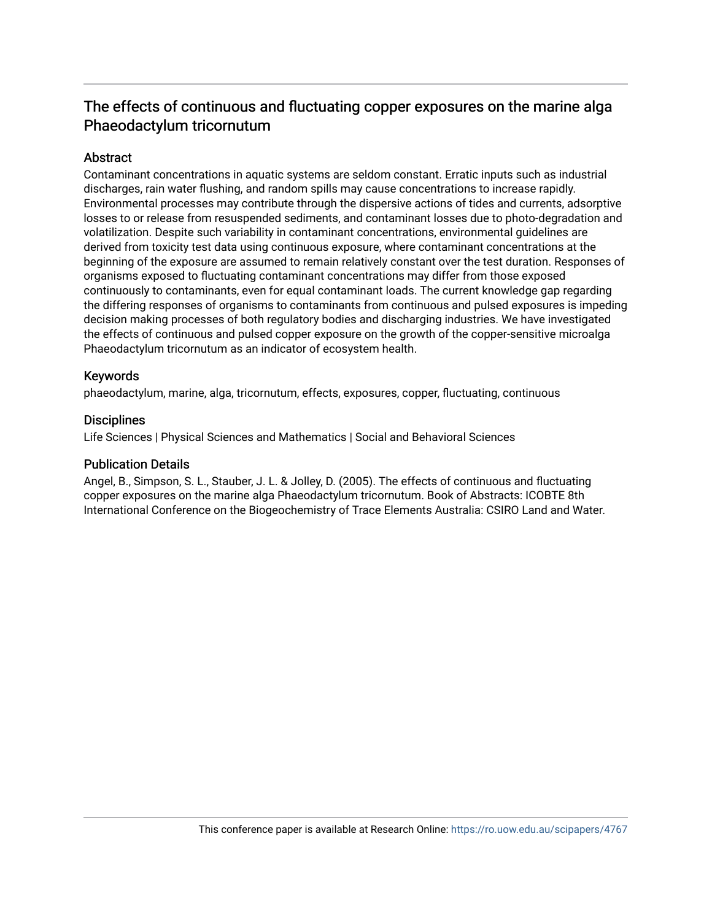# The effects of continuous and fluctuating copper exposures on the marine alga Phaeodactylum tricornutum

## Abstract

Contaminant concentrations in aquatic systems are seldom constant. Erratic inputs such as industrial discharges, rain water flushing, and random spills may cause concentrations to increase rapidly. Environmental processes may contribute through the dispersive actions of tides and currents, adsorptive losses to or release from resuspended sediments, and contaminant losses due to photo-degradation and volatilization. Despite such variability in contaminant concentrations, environmental guidelines are derived from toxicity test data using continuous exposure, where contaminant concentrations at the beginning of the exposure are assumed to remain relatively constant over the test duration. Responses of organisms exposed to fluctuating contaminant concentrations may differ from those exposed continuously to contaminants, even for equal contaminant loads. The current knowledge gap regarding the differing responses of organisms to contaminants from continuous and pulsed exposures is impeding decision making processes of both regulatory bodies and discharging industries. We have investigated the effects of continuous and pulsed copper exposure on the growth of the copper-sensitive microalga Phaeodactylum tricornutum as an indicator of ecosystem health.

## Keywords

phaeodactylum, marine, alga, tricornutum, effects, exposures, copper, fluctuating, continuous

## Disciplines

Life Sciences | Physical Sciences and Mathematics | Social and Behavioral Sciences

## Publication Details

Angel, B., Simpson, S. L., Stauber, J. L. & Jolley, D. (2005). The effects of continuous and fluctuating copper exposures on the marine alga Phaeodactylum tricornutum. Book of Abstracts: ICOBTE 8th International Conference on the Biogeochemistry of Trace Elements Australia: CSIRO Land and Water.

This conference paper is available at Research Online: https://ro.uow.edu.au/scipapers/4767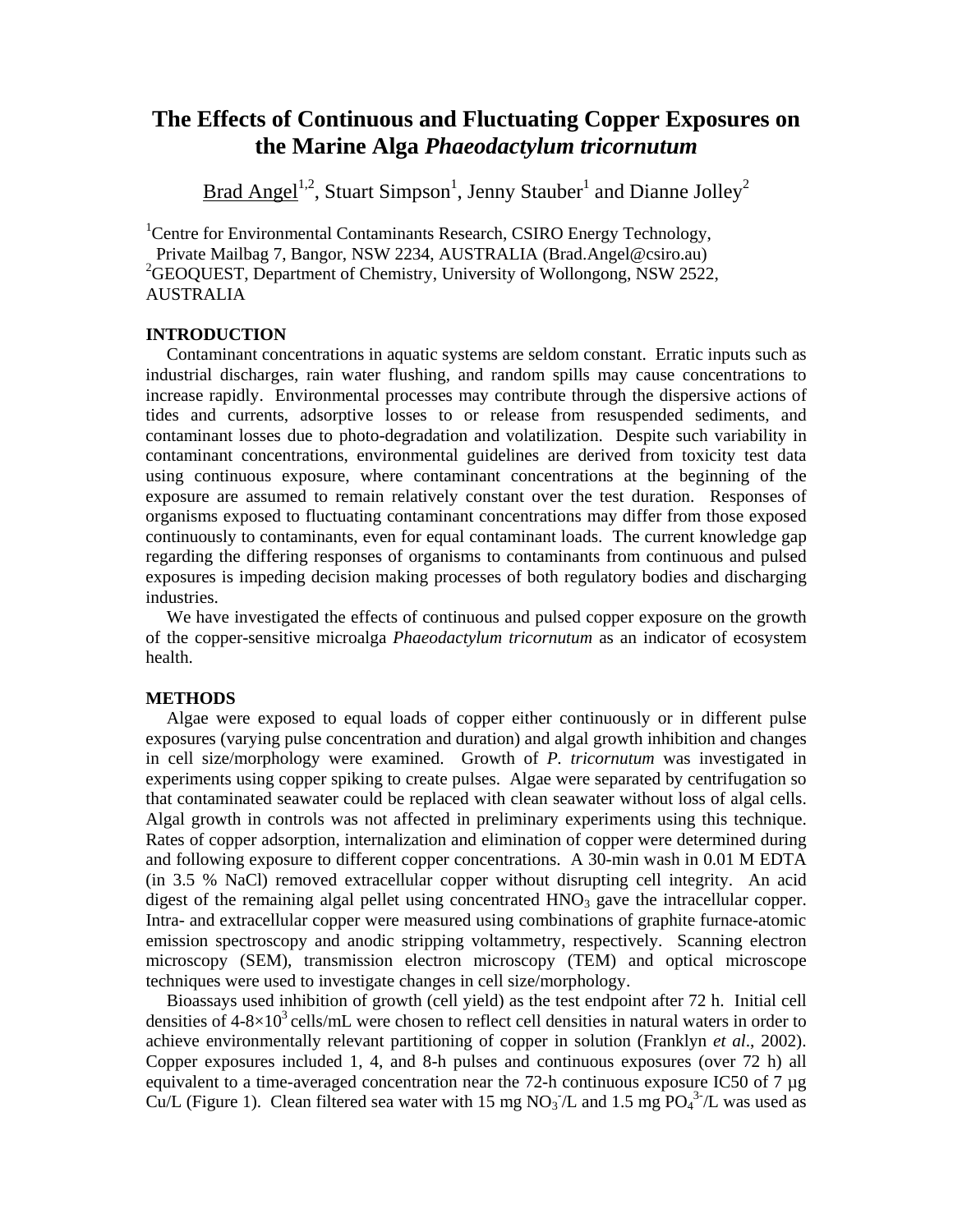# The Effects of Continuous and Fluctuating Copper Exposures on the Marine Alga *Phaeodactylum tricornutum*

Brad Angel[1,2], Stuart Simpson[1], Jenny Stauber[1] and Dianne Jolley[2]

[1]Centre for Environmental Contaminants Research, CSIRO Energy Technology, Private Mailbag 7, Bangor, NSW 2234, AUSTRALIA (Brad.Angel@csiro.au)
[2]GEOQUEST, Department of Chemistry, University of Wollongong, NSW 2522, AUSTRALIA

## INTRODUCTION

Contaminant concentrations in aquatic systems are seldom constant. Erratic inputs such as industrial discharges, rain water flushing, and random spills may cause concentrations to increase rapidly. Environmental processes may contribute through the dispersive actions of tides and currents, adsorptive losses to or release from resuspended sediments, and contaminant losses due to photo-degradation and volatilization. Despite such variability in contaminant concentrations, environmental guidelines are derived from toxicity test data using continuous exposure, where contaminant concentrations at the beginning of the exposure are assumed to remain relatively constant over the test duration. Responses of organisms exposed to fluctuating contaminant concentrations may differ from those exposed continuously to contaminants, even for equal contaminant loads. The current knowledge gap regarding the differing responses of organisms to contaminants from continuous and pulsed exposures is impeding decision making processes of both regulatory bodies and discharging industries.

We have investigated the effects of continuous and pulsed copper exposure on the growth of the copper-sensitive microalga *Phaeodactylum tricornutum* as an indicator of ecosystem health.

## METHODS

Algae were exposed to equal loads of copper either continuously or in different pulse exposures (varying pulse concentration and duration) and algal growth inhibition and changes in cell size/morphology were examined. Growth of *P. tricornutum* was investigated in experiments using copper spiking to create pulses. Algae were separated by centrifugation so that contaminated seawater could be replaced with clean seawater without loss of algal cells. Algal growth in controls was not affected in preliminary experiments using this technique. Rates of copper adsorption, internalization and elimination of copper were determined during and following exposure to different copper concentrations. A 30-min wash in 0.01 M EDTA (in 3.5 % NaCl) removed extracellular copper without disrupting cell integrity. An acid digest of the remaining algal pellet using concentrated $HNO_3$ gave the intracellular copper. Intra- and extracellular copper were measured using combinations of graphite furnace-atomic emission spectroscopy and anodic stripping voltammetry, respectively. Scanning electron microscopy (SEM), transmission electron microscopy (TEM) and optical microscope techniques were used to investigate changes in cell size/morphology.

Bioassays used inhibition of growth (cell yield) as the test endpoint after 72 h. Initial cell densities of 4-8×$10^3$ cells/mL were chosen to reflect cell densities in natural waters in order to achieve environmentally relevant partitioning of copper in solution (Franklyn *et al*., 2002). Copper exposures included 1, 4, and 8-h pulses and continuous exposures (over 72 h) all equivalent to a time-averaged concentration near the 72-h continuous exposure IC50 of 7 µg Cu/L (Figure 1). Clean filtered sea water with 15 mg $NO_3^-$/L and 1.5 mg $PO_4^{3-}$/L was used as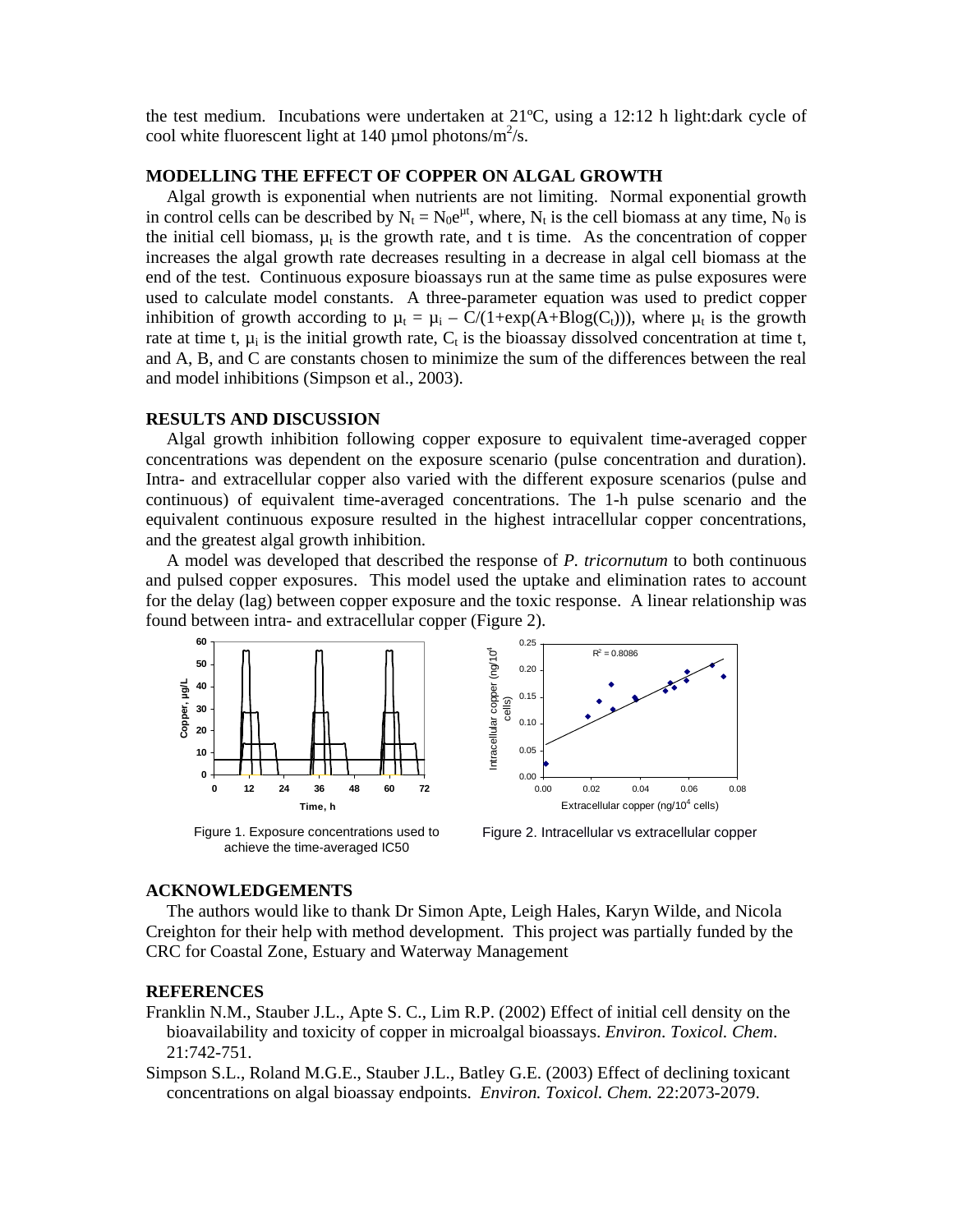the test medium. Incubations were undertaken at 21ºC, using a 12:12 h light:dark cycle of cool white fluorescent light at 140 µmol photons/$m^2$/s.

## MODELLING THE EFFECT OF COPPER ON ALGAL GROWTH

Algal growth is exponential when nutrients are not limiting. Normal exponential growth in control cells can be described by $N_t = N_0 e^{\mu t}$, where, $N_t$ is the cell biomass at any time, $N_0$ is the initial cell biomass, $\mu_t$ is the growth rate, and t is time. As the concentration of copper increases the algal growth rate decreases resulting in a decrease in algal cell biomass at the end of the test. Continuous exposure bioassays run at the same time as pulse exposures were used to calculate model constants. A three-parameter equation was used to predict copper inhibition of growth according to $\mu_t = \mu_i - C/(1+\exp(A+B\log(C_t)))$, where $\mu_t$ is the growth rate at time t, $\mu_i$ is the initial growth rate, $C_t$ is the bioassay dissolved concentration at time t, and A, B, and C are constants chosen to minimize the sum of the differences between the real and model inhibitions (Simpson et al., 2003).

## RESULTS AND DISCUSSION

Algal growth inhibition following copper exposure to equivalent time-averaged copper concentrations was dependent on the exposure scenario (pulse concentration and duration). Intra- and extracellular copper also varied with the different exposure scenarios (pulse and continuous) of equivalent time-averaged concentrations. The 1-h pulse scenario and the equivalent continuous exposure resulted in the highest intracellular copper concentrations, and the greatest algal growth inhibition.

A model was developed that described the response of *P. tricornutum* to both continuous and pulsed copper exposures. This model used the uptake and elimination rates to account for the delay (lag) between copper exposure and the toxic response. A linear relationship was found between intra- and extracellular copper (Figure 2).

Copper, µg/L
0
10
20
30
40
50
60
0
12
24
36
48
60
72
Time, h

Figure 1. Exposure concentrations used to achieve the time-averaged IC50

$R^2 = 0.8086$
Intracellular copper (ng/$10^4$ cells)
0.00
0.05
0.10
0.15
0.20
0.25
0.00
0.02
0.04
0.06
0.08
Extracellular copper (ng/$10^4$ cells)

Figure 2. Intracellular vs extracellular copper

## ACKNOWLEDGEMENTS

The authors would like to thank Dr Simon Apte, Leigh Hales, Karyn Wilde, and Nicola Creighton for their help with method development. This project was partially funded by the CRC for Coastal Zone, Estuary and Waterway Management

## REFERENCES

Franklin N.M., Stauber J.L., Apte S. C., Lim R.P. (2002) Effect of initial cell density on the bioavailability and toxicity of copper in microalgal bioassays. *Environ. Toxicol. Chem*. 21:742-751.

Simpson S.L., Roland M.G.E., Stauber J.L., Batley G.E. (2003) Effect of declining toxicant concentrations on algal bioassay endpoints. *Environ. Toxicol. Chem.* 22:2073-2079.